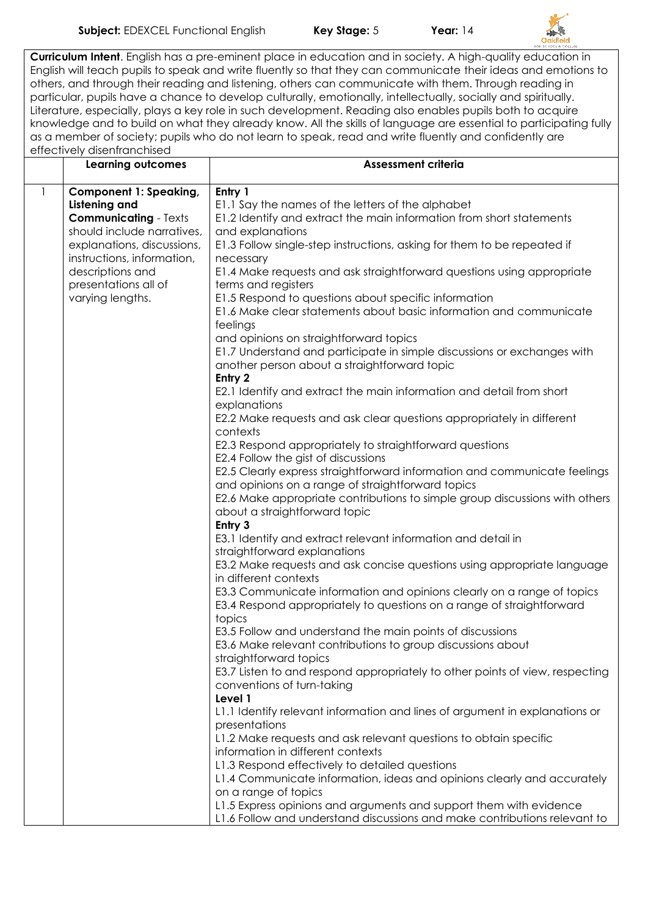**Subject:** EDEXCEL Functional English **Key Stage:** 5 **Year:** 14

**Curriculum Intent**. English has a pre-eminent place in education and in society. A high-quality education in English will teach pupils to speak and write fluently so that they can communicate their ideas and emotions to others, and through their reading and listening, others can communicate with them. Through reading in particular, pupils have a chance to develop culturally, emotionally, intellectually, socially and spiritually. Literature, especially, plays a key role in such development. Reading also enables pupils both to acquire knowledge and to build on what they already know. All the skills of language are essential to participating fully as a member of society; pupils who do not learn to speak, read and write fluently and confidently are effectively disenfranchised

| | Learning outcomes | Assessment criteria |
|---|---|---|
| 1 | **Component 1: Speaking, Listening and Communicating** - Texts should include narratives, explanations, discussions, instructions, information, descriptions and presentations all of varying lengths. | **Entry 1**<br>E1.1 Say the names of the letters of the alphabet<br>E1.2 Identify and extract the main information from short statements and explanations<br>E1.3 Follow single-step instructions, asking for them to be repeated if necessary<br>E1.4 Make requests and ask straightforward questions using appropriate terms and registers<br>E1.5 Respond to questions about specific information<br>E1.6 Make clear statements about basic information and communicate feelings<br>and opinions on straightforward topics<br>E1.7 Understand and participate in simple discussions or exchanges with another person about a straightforward topic<br>**Entry 2**<br>E2.1 Identify and extract the main information and detail from short explanations<br>E2.2 Make requests and ask clear questions appropriately in different contexts<br>E2.3 Respond appropriately to straightforward questions<br>E2.4 Follow the gist of discussions<br>E2.5 Clearly express straightforward information and communicate feelings and opinions on a range of straightforward topics<br>E2.6 Make appropriate contributions to simple group discussions with others about a straightforward topic<br>**Entry 3**<br>E3.1 Identify and extract relevant information and detail in straightforward explanations<br>E3.2 Make requests and ask concise questions using appropriate language in different contexts<br>E3.3 Communicate information and opinions clearly on a range of topics<br>E3.4 Respond appropriately to questions on a range of straightforward topics<br>E3.5 Follow and understand the main points of discussions<br>E3.6 Make relevant contributions to group discussions about straightforward topics<br>E3.7 Listen to and respond appropriately to other points of view, respecting conventions of turn-taking<br>**Level 1**<br>L1.1 Identify relevant information and lines of argument in explanations or presentations<br>L1.2 Make requests and ask relevant questions to obtain specific information in different contexts<br>L1.3 Respond effectively to detailed questions<br>L1.4 Communicate information, ideas and opinions clearly and accurately on a range of topics<br>L1.5 Express opinions and arguments and support them with evidence<br>L1.6 Follow and understand discussions and make contributions relevant to |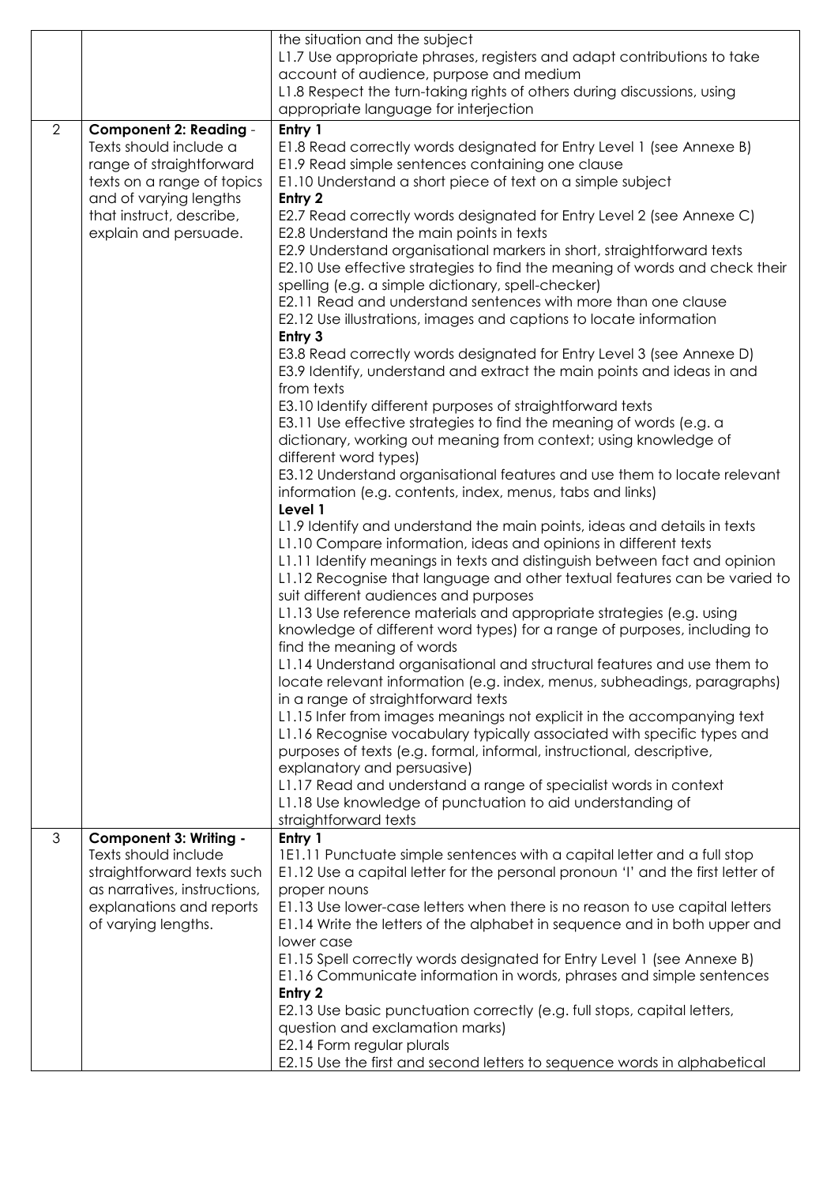| | | |
|---|---|---|
| | | the situation and the subject<br>L1.7 Use appropriate phrases, registers and adapt contributions to take account of audience, purpose and medium<br>L1.8 Respect the turn-taking rights of others during discussions, using appropriate language for interjection |
| 2 | **Component 2: Reading** - Texts should include a range of straightforward texts on a range of topics and of varying lengths that instruct, describe, explain and persuade. | **Entry 1**<br>E1.8 Read correctly words designated for Entry Level 1 (see Annexe B)<br>E1.9 Read simple sentences containing one clause<br>E1.10 Understand a short piece of text on a simple subject<br>**Entry 2**<br>E2.7 Read correctly words designated for Entry Level 2 (see Annexe C)<br>E2.8 Understand the main points in texts<br>E2.9 Understand organisational markers in short, straightforward texts<br>E2.10 Use effective strategies to find the meaning of words and check their spelling (e.g. a simple dictionary, spell-checker)<br>E2.11 Read and understand sentences with more than one clause<br>E2.12 Use illustrations, images and captions to locate information<br>**Entry 3**<br>E3.8 Read correctly words designated for Entry Level 3 (see Annexe D)<br>E3.9 Identify, understand and extract the main points and ideas in and from texts<br>E3.10 Identify different purposes of straightforward texts<br>E3.11 Use effective strategies to find the meaning of words (e.g. a dictionary, working out meaning from context; using knowledge of different word types)<br>E3.12 Understand organisational features and use them to locate relevant information (e.g. contents, index, menus, tabs and links)<br>**Level 1**<br>L1.9 Identify and understand the main points, ideas and details in texts<br>L1.10 Compare information, ideas and opinions in different texts<br>L1.11 Identify meanings in texts and distinguish between fact and opinion<br>L1.12 Recognise that language and other textual features can be varied to suit different audiences and purposes<br>L1.13 Use reference materials and appropriate strategies (e.g. using knowledge of different word types) for a range of purposes, including to find the meaning of words<br>L1.14 Understand organisational and structural features and use them to locate relevant information (e.g. index, menus, subheadings, paragraphs) in a range of straightforward texts<br>L1.15 Infer from images meanings not explicit in the accompanying text<br>L1.16 Recognise vocabulary typically associated with specific types and purposes of texts (e.g. formal, informal, instructional, descriptive, explanatory and persuasive)<br>L1.17 Read and understand a range of specialist words in context<br>L1.18 Use knowledge of punctuation to aid understanding of straightforward texts |
| 3 | **Component 3: Writing** - Texts should include straightforward texts such as narratives, instructions, explanations and reports of varying lengths. | **Entry 1**<br>1E1.11 Punctuate simple sentences with a capital letter and a full stop<br>E1.12 Use a capital letter for the personal pronoun 'I' and the first letter of proper nouns<br>E1.13 Use lower-case letters when there is no reason to use capital letters<br>E1.14 Write the letters of the alphabet in sequence and in both upper and lower case<br>E1.15 Spell correctly words designated for Entry Level 1 (see Annexe B)<br>E1.16 Communicate information in words, phrases and simple sentences<br>**Entry 2**<br>E2.13 Use basic punctuation correctly (e.g. full stops, capital letters, question and exclamation marks)<br>E2.14 Form regular plurals<br>E2.15 Use the first and second letters to sequence words in alphabetical |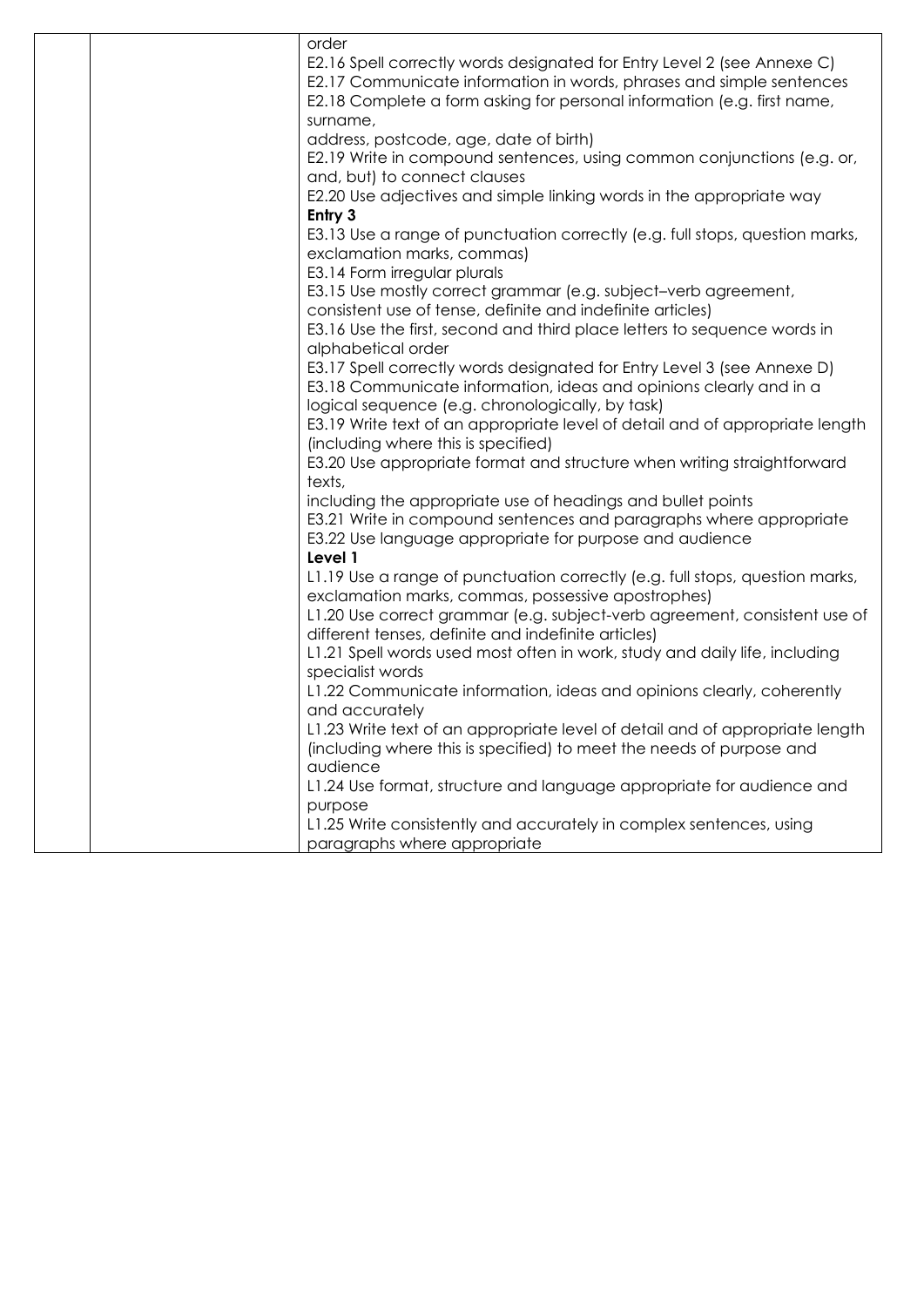| | | |
|---|---|---|
| | | order<br>E2.16 Spell correctly words designated for Entry Level 2 (see Annexe C)<br>E2.17 Communicate information in words, phrases and simple sentences<br>E2.18 Complete a form asking for personal information (e.g. first name, surname,<br>address, postcode, age, date of birth)<br>E2.19 Write in compound sentences, using common conjunctions (e.g. or, and, but) to connect clauses<br>E2.20 Use adjectives and simple linking words in the appropriate way<br>**Entry 3**<br>E3.13 Use a range of punctuation correctly (e.g. full stops, question marks, exclamation marks, commas)<br>E3.14 Form irregular plurals<br>E3.15 Use mostly correct grammar (e.g. subject–verb agreement, consistent use of tense, definite and indefinite articles)<br>E3.16 Use the first, second and third place letters to sequence words in alphabetical order<br>E3.17 Spell correctly words designated for Entry Level 3 (see Annexe D)<br>E3.18 Communicate information, ideas and opinions clearly and in a logical sequence (e.g. chronologically, by task)<br>E3.19 Write text of an appropriate level of detail and of appropriate length (including where this is specified)<br>E3.20 Use appropriate format and structure when writing straightforward texts,<br>including the appropriate use of headings and bullet points<br>E3.21 Write in compound sentences and paragraphs where appropriate<br>E3.22 Use language appropriate for purpose and audience<br>**Level 1**<br>L1.19 Use a range of punctuation correctly (e.g. full stops, question marks, exclamation marks, commas, possessive apostrophes)<br>L1.20 Use correct grammar (e.g. subject-verb agreement, consistent use of different tenses, definite and indefinite articles)<br>L1.21 Spell words used most often in work, study and daily life, including specialist words<br>L1.22 Communicate information, ideas and opinions clearly, coherently and accurately<br>L1.23 Write text of an appropriate level of detail and of appropriate length (including where this is specified) to meet the needs of purpose and audience<br>L1.24 Use format, structure and language appropriate for audience and purpose<br>L1.25 Write consistently and accurately in complex sentences, using paragraphs where appropriate |